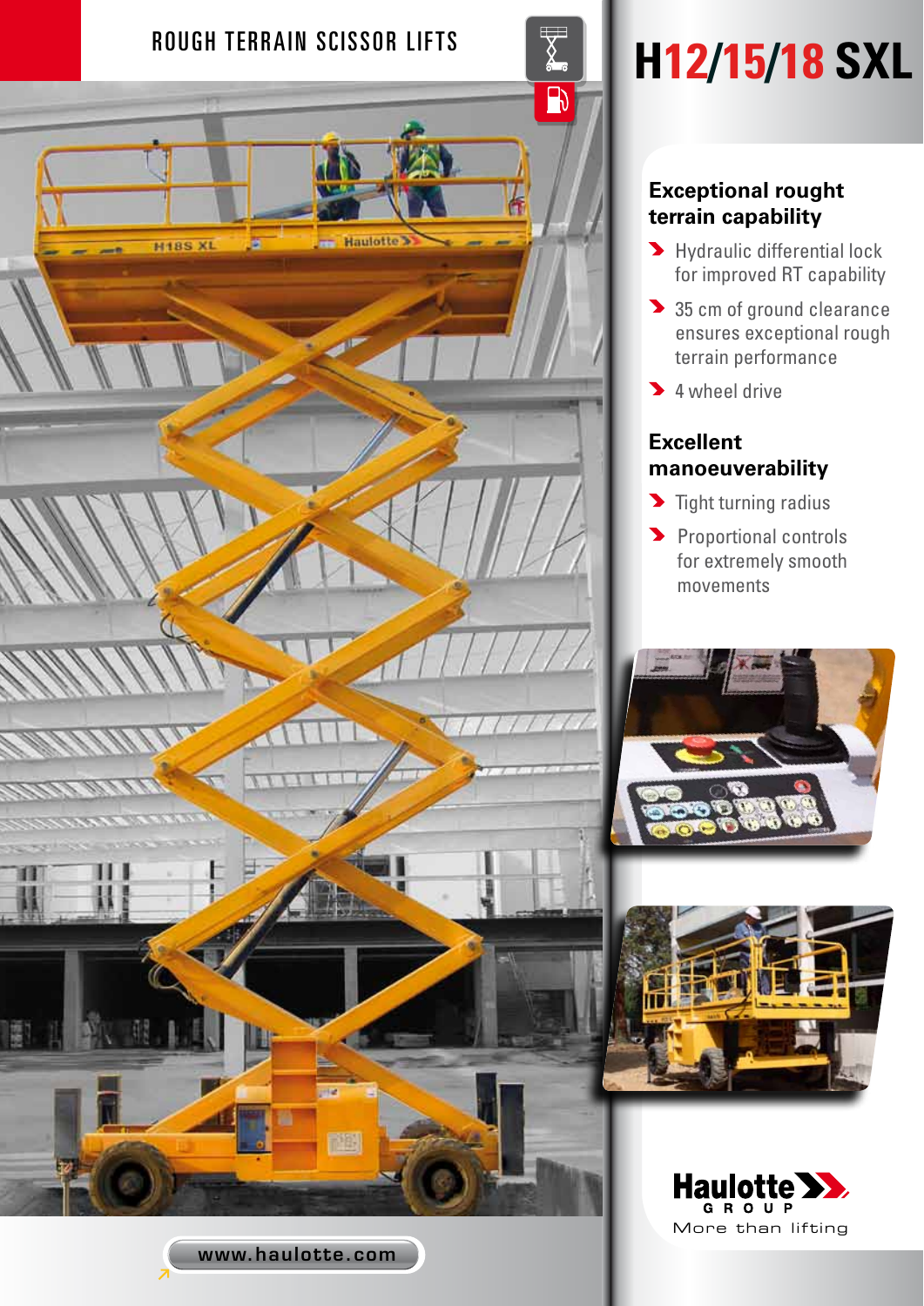ROUGH TERRAIN SCISSOR LIFTS

# H12/15/18 SXL

## Exceptional rought terrain capability

- Hydraulic differential lock for improved RT capability
- 35 cm of ground clearance ensures exceptional rough terrain performance
- 4 wheel drive

## Excellent manoeuverability

- Tight turning radius
- Proportional controls for extremely smooth movements

Haulotte GROUP

More than lifting

www.haulotte.com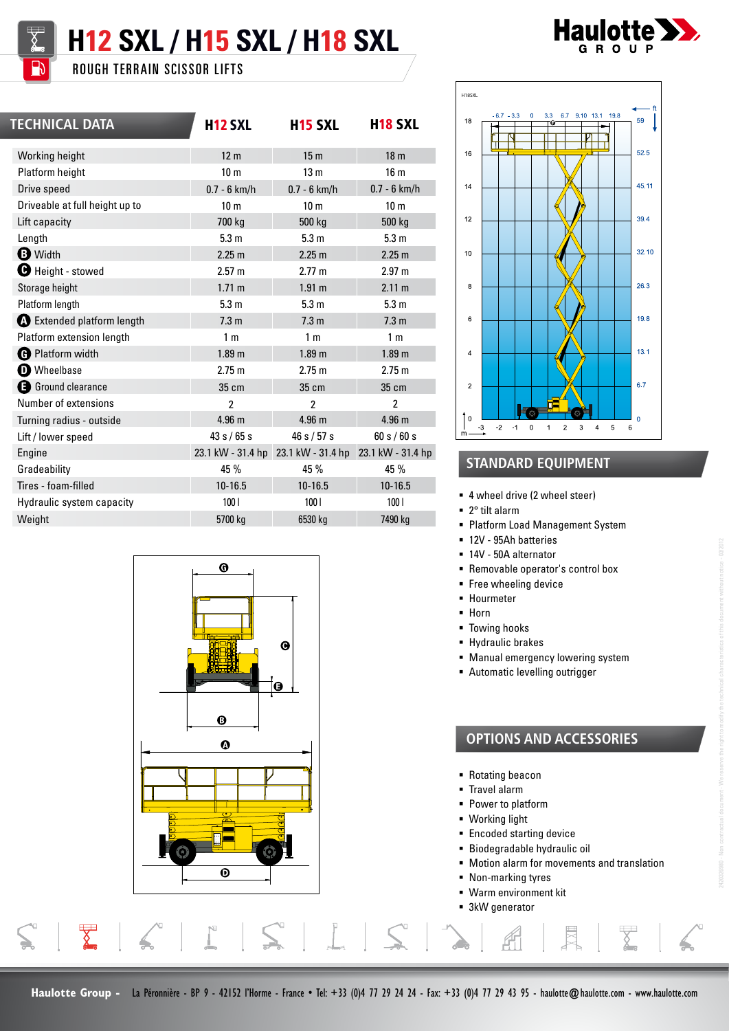# H12 SXL / H15 SXL / H18 SXL

ROUGH TERRAIN SCISSOR LIFTS

Haulotte GROUP

| TECHNICAL DATA | H12 SXL | H15 SXL | H18 SXL |
|---|---|---|---|
| Working height | 12 m | 15 m | 18 m |
| Platform height | 10 m | 13 m | 16 m |
| Drive speed | 0.7 - 6 km/h | 0.7 - 6 km/h | 0.7 - 6 km/h |
| Driveable at full height up to | 10 m | 10 m | 10 m |
| Lift capacity | 700 kg | 500 kg | 500 kg |
| Length | 5.3 m | 5.3 m | 5.3 m |
| B Width | 2.25 m | 2.25 m | 2.25 m |
| C Height - stowed | 2.57 m | 2.77 m | 2.97 m |
| Storage height | 1.71 m | 1.91 m | 2.11 m |
| Platform length | 5.3 m | 5.3 m | 5.3 m |
| A Extended platform length | 7.3 m | 7.3 m | 7.3 m |
| Platform extension length | 1 m | 1 m | 1 m |
| G Platform width | 1.89 m | 1.89 m | 1.89 m |
| D Wheelbase | 2.75 m | 2.75 m | 2.75 m |
| E Ground clearance | 35 cm | 35 cm | 35 cm |
| Number of extensions | 2 | 2 | 2 |
| Turning radius - outside | 4.96 m | 4.96 m | 4.96 m |
| Lift / lower speed | 43 s / 65 s | 46 s / 57 s | 60 s / 60 s |
| Engine | 23.1 kW - 31.4 hp | 23.1 kW - 31.4 hp | 23.1 kW - 31.4 hp |
| Gradeability | 45 % | 45 % | 45 % |
| Tires - foam-filled | 10-16.5 | 10-16.5 | 10-16.5 |
| Hydraulic system capacity | 100 l | 100 l | 100 l |
| Weight | 5700 kg | 6530 kg | 7490 kg |

H18SXL

ft

-6.7 -3.3 0 3.3 6.7 9.10 13.1 19.8

59
52.5
45.11
39.4
32.10
26.3
19.8
13.1
6.7
0

18
16
14
12
10
8
6
4
2
0
m

-3 -2 -1 0 1 2 3 4 5 6

G

C

E

B

A

D

## STANDARD EQUIPMENT

- 4 wheel drive (2 wheel steer)
- 2° tilt alarm
- Platform Load Management System
- 12V - 95Ah batteries
- 14V - 50A alternator
- Removable operator's control box
- Free wheeling device
- Hourmeter
- Horn
- Towing hooks
- Hydraulic brakes
- Manual emergency lowering system
- Automatic levelling outrigger

## OPTIONS AND ACCESSORIES

- Rotating beacon
- Travel alarm
- Power to platform
- Working light
- Encoded starting device
- Biodegradable hydraulic oil
- Motion alarm for movements and translation
- Non-marking tyres
- Warm environment kit
- 3kW generator

**Haulotte Group -** La Péronnière - BP 9 - 42152 l'Horme - France • Tel: +33 (0)4 77 29 24 24 - Fax: +33 (0)4 77 29 43 95 - haulotte@haulotte.com - www.haulotte.com